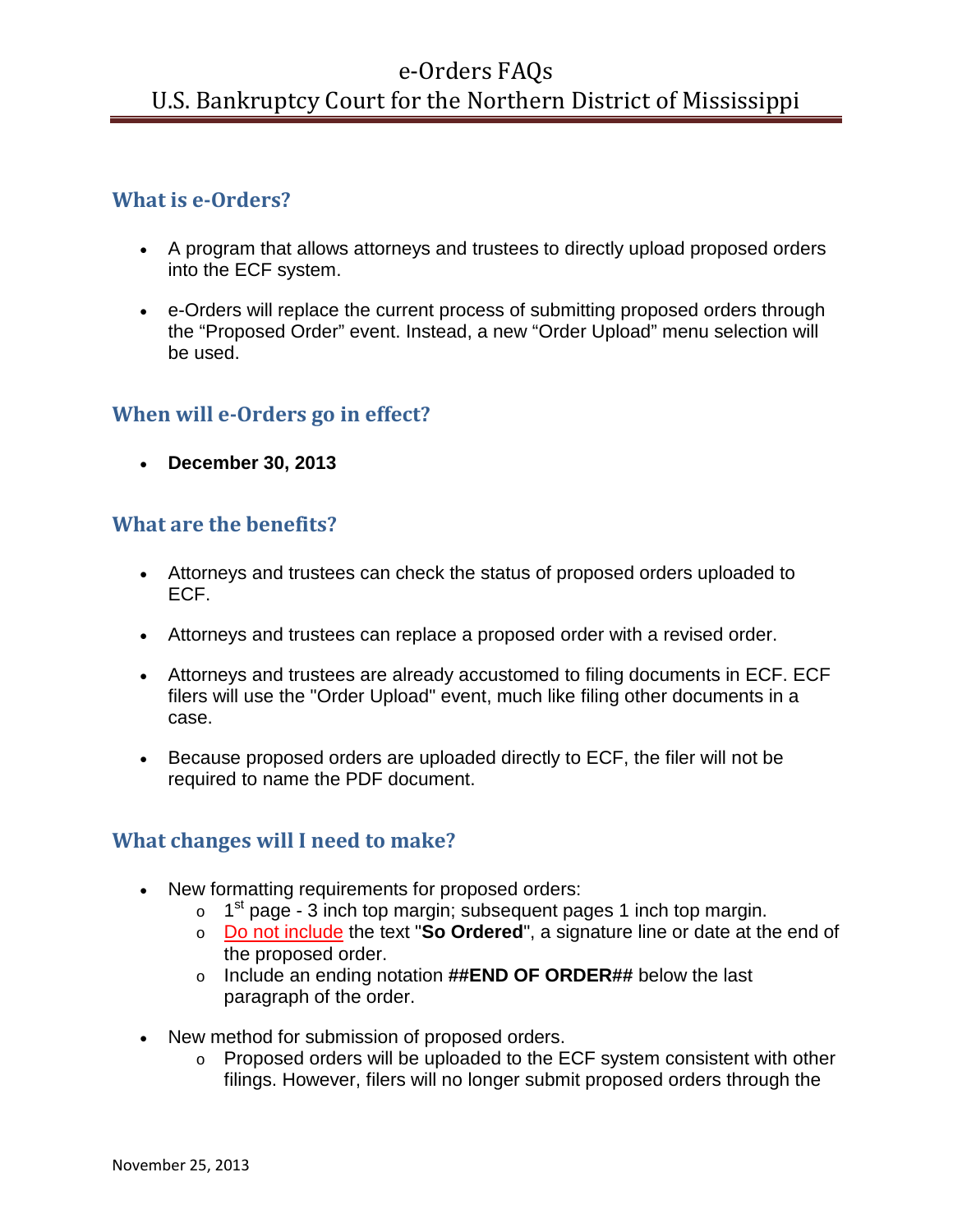# e-Orders FAQs
# U.S. Bankruptcy Court for the Northern District of Mississippi

## What is e-Orders?

- A program that allows attorneys and trustees to directly upload proposed orders into the ECF system.
- e-Orders will replace the current process of submitting proposed orders through the "Proposed Order" event. Instead, a new "Order Upload" menu selection will be used.

## When will e-Orders go in effect?

- **December 30, 2013**

## What are the benefits?

- Attorneys and trustees can check the status of proposed orders uploaded to ECF.
- Attorneys and trustees can replace a proposed order with a revised order.
- Attorneys and trustees are already accustomed to filing documents in ECF. ECF filers will use the "Order Upload" event, much like filing other documents in a case.
- Because proposed orders are uploaded directly to ECF, the filer will not be required to name the PDF document.

## What changes will I need to make?

- New formatting requirements for proposed orders:
  - 1st page - 3 inch top margin; subsequent pages 1 inch top margin.
  - Do not include the text "**So Ordered**", a signature line or date at the end of the proposed order.
  - Include an ending notation **##END OF ORDER##** below the last paragraph of the order.
- New method for submission of proposed orders.
  - Proposed orders will be uploaded to the ECF system consistent with other filings. However, filers will no longer submit proposed orders through the

November 25, 2013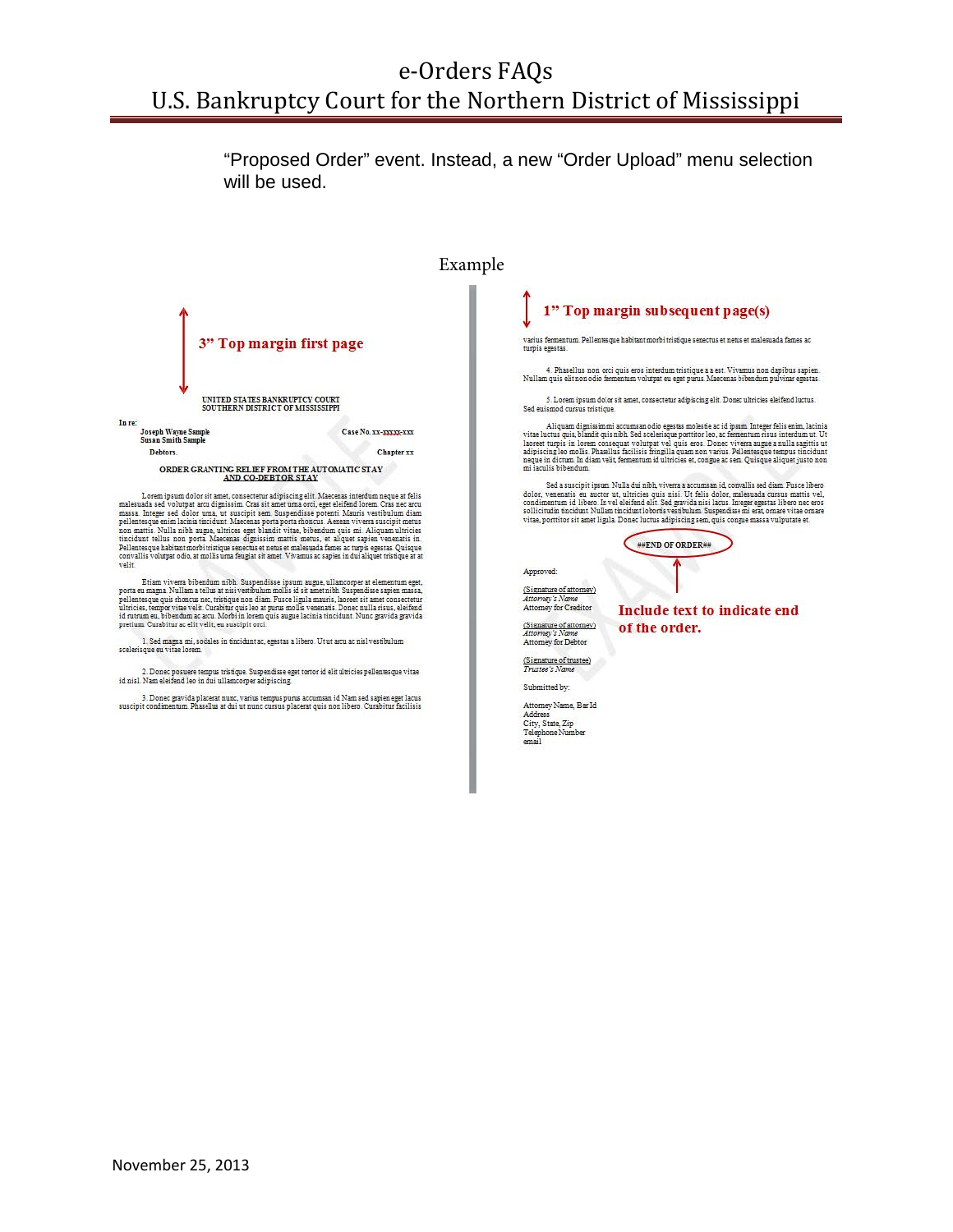"Proposed Order" event. Instead, a new "Order Upload" menu selection will be used.

Example

**3" Top margin first page**

UNITED STATES BANKRUPTCY COURT
SOUTHERN DISTRICT OF MISSISSIPPI

In re:
Joseph Wayne Sample
Susan Smith Sample
Debtors.

Case No. xx-xxxxx-xxx
Chapter xx

ORDER GRANTING RELIEF FROM THE AUTOMATIC STAY AND CO-DEBTOR STAY

Lorem ipsum dolor sit amet, consectetur adipiscing elit. Maeceras interdum neque at felis malesuada sed volutpat arcu dignissim. Cras sit amet urna orci, eget eleifend lorem. Cras nec arcu massa. Integer sed dolor urna, ut suscipit sem. Suspendisse potenti. Mauris vestibulum diam pellentesque enim lacinia tincidunt. Maecenas porta porta rhoncus. Aenean viverra suscipit metus non mattis. Nulla nibh augue, ultrices eget blandit vitae, bibendum quis mi. Aliquam ultricies tincidunt tellus non porta. Maecenas dignissim mattis metus, et aliquet sapien venenatis in. Pellentesque habitant morbi tristique senectus et netus et malesuada fames ac turpis egestas. Quisque convallis volutpat odio, at mollis urna feugiat sit amet. Vivamus ac sapien in dui aliquet tristique at at velit.

Etiam viverra bibendum nibh. Suspendisse ipsum augue, ullamcorper at elementum eget, porta eu magna. Nullam a tellus at nisi vestibulum mollis id sit amet nibh. Suspendisse sapien massa, pellentesque quis rhoncus nec, tristique non diam. Fusce ligula mauris, laoreet sit amet consectetur ultricies, tempor vitae velit. Curabitur quis leo at purus mollis venenatis. Donec nulla risus, eleifend id rutrum eu, bibendum ac arcu. Morbi in lorem quis augue lacinia tincidunt. Nunc gravida gravida pretium. Curabitur ac elit velit, eu suscipit orci.

1. Sed magna mi, sodales in tincidunt ac, egestas a libero. Ut ut arcu ac nisl vestibulum scelerisque eu vitae lorem.

2. Donec posuere tempus tristique. Suspendisse eget tortor id elit ultricies pellentesque vitae id nisl. Nam eleifend leo in dui ullamcorper adipiscing.

3. Donec gravida placerat nunc, varius tempus purus accumsan id Nam sed sapien eget lacus suscipit condimentum. Phasellus at dui ut nunc cursus placerat quis non libero. Curabitur facilisis

**1" Top margin subsequent page(s)**

varius fermentum. Pellentesque habitant morbi tristique senectus et netus et malesuada fames ac turpis egestas.

4. Phasellus non orci quis eros interdum tristique a a est. Vivamus non dapibus sapien. Nullam quis elit non odio fermentum volutpat eu eget purus. Maecenas bibendum pulvinar egestas.

5. Lorem ipsum dolor sit amet, consectetur adipiscing elit. Donec ultricies eleifend luctus. Sed euismod cursus tristique.

Aliquam dignissim mi accumsan odio egestas molestie ac id ipsum. Integer felis enim, lacinia vitae luctus quis, blandit quis nibh. Sed scelerisque porttitor leo, ac fermentum risus interdum ut. Ut laoreet turpis in lorem consequat volutpat vel quis eros. Donec viverra augue a nulla sagittis ut adipiscing leo mollis. Phasellus facilisis fringilla quam non varius. Pellentesque tempus tincidunt neque in dictum. In diam velit, fermentum id ultricies et, congue ac sem. Quisque aliquet justo non mi iaculis bibendum.

Sed a suscipit ipsum. Nulla dui nibh, viverra a accumsan id, convallis sed diam. Fusce libero dolor, venenatis eu auctor ut, ultricies quis nisi. Ut felis dolor, malesuada cursus mattis vel, condimentum id libero. In vel eleifend elit. Sed gravida nisi lacus. Integer egestas libero nec eros sollicitudin tincidunt. Nullam tincidunt lobortis vestibulum. Suspendisse mi erat, ornare vitae ornare vitae, porttitor sit amet ligula. Donec luctus adipiscing sem, quis congue massa vulputate et.

##END OF ORDER##

**Include text to indicate end of the order.**

Approved:

(Signature of attorney)
*Attorney's Name*
Attorney for Creditor

(Signature of attorney)
*Attorney's Name*
Attorney for Debtor

(Signature of trustee)
*Trustee's Name*

Submitted by:

Attorney Name, Bar Id
Address
City, State, Zip
Telephone Number
email

November 25, 2013